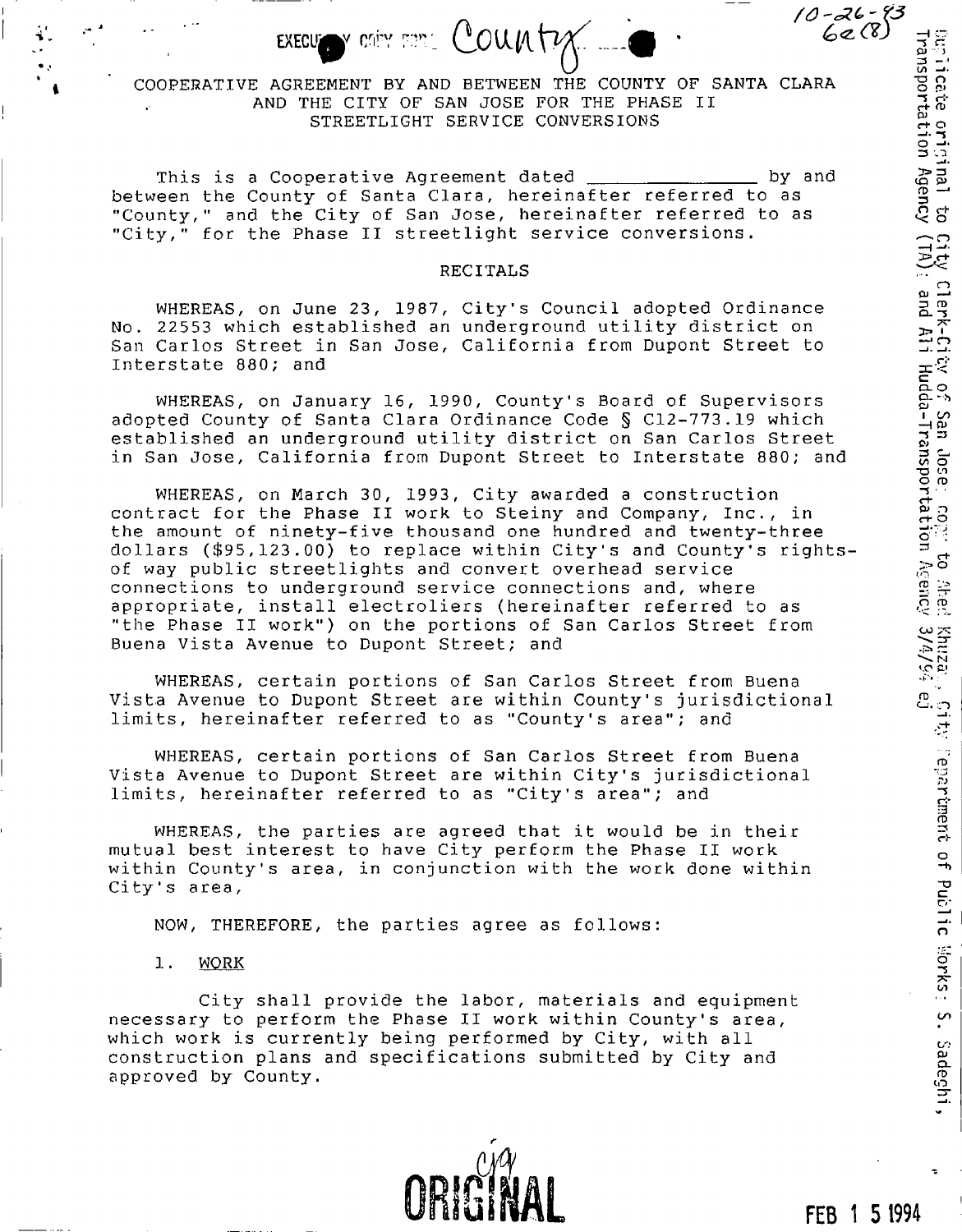EXECUTIVE COPY FOR: County

10-26-93
62(8)

COOPERATIVE AGREEMENT BY AND BETWEEN THE COUNTY OF SANTA CLARA AND THE CITY OF SAN JOSE FOR THE PHASE II STREETLIGHT SERVICE CONVERSIONS

This is a Cooperative Agreement dated _______________ by and between the County of Santa Clara, hereinafter referred to as "County," and the City of San Jose, hereinafter referred to as "City," for the Phase II streetlight service conversions.

RECITALS

WHEREAS, on June 23, 1987, City's Council adopted Ordinance No. 22553 which established an underground utility district on San Carlos Street in San Jose, California from Dupont Street to Interstate 880; and

WHEREAS, on January 16, 1990, County's Board of Supervisors adopted County of Santa Clara Ordinance Code § C12-773.19 which established an underground utility district on San Carlos Street in San Jose, California from Dupont Street to Interstate 880; and

WHEREAS, on March 30, 1993, City awarded a construction contract for the Phase II work to Steiny and Company, Inc., in the amount of ninety-five thousand one hundred and twenty-three dollars ($95,123.00) to replace within City's and County's rights-of way public streetlights and convert overhead service connections to underground service connections and, where appropriate, install electroliers (hereinafter referred to as "the Phase II work") on the portions of San Carlos Street from Buena Vista Avenue to Dupont Street; and

WHEREAS, certain portions of San Carlos Street from Buena Vista Avenue to Dupont Street are within County's jurisdictional limits, hereinafter referred to as "County's area"; and

WHEREAS, certain portions of San Carlos Street from Buena Vista Avenue to Dupont Street are within City's jurisdictional limits, hereinafter referred to as "City's area"; and

WHEREAS, the parties are agreed that it would be in their mutual best interest to have City perform the Phase II work within County's area, in conjunction with the work done within City's area,

NOW, THEREFORE, the parties agree as follows:

1. WORK

City shall provide the labor, materials and equipment necessary to perform the Phase II work within County's area, which work is currently being performed by City, with all construction plans and specifications submitted by City and approved by County.

Duplicate original to City Clerk-City of San Jose; copy to Abel Khuzam, City Department of Public Works; S. Sadeghi, Transportation Agency (TA); and Ali Hudda-Transportation Agency 3/4/94 ej

ORIGINAL

FEB 15 1994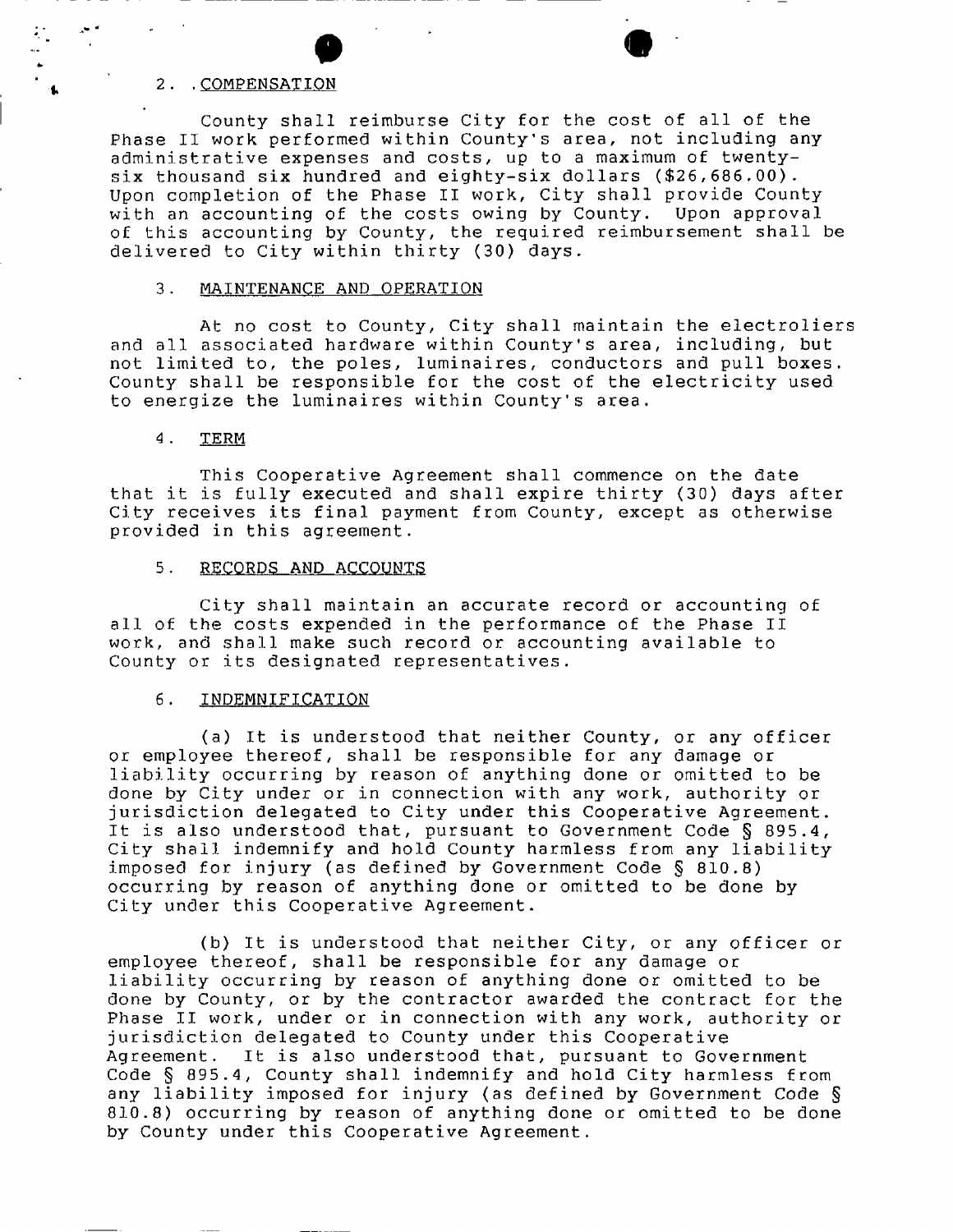2. COMPENSATION

County shall reimburse City for the cost of all of the Phase II work performed within County's area, not including any administrative expenses and costs, up to a maximum of twenty-six thousand six hundred and eighty-six dollars ($26,686.00). Upon completion of the Phase II work, City shall provide County with an accounting of the costs owing by County. Upon approval of this accounting by County, the required reimbursement shall be delivered to City within thirty (30) days.

3. MAINTENANCE AND OPERATION

At no cost to County, City shall maintain the electroliers and all associated hardware within County's area, including, but not limited to, the poles, luminaires, conductors and pull boxes. County shall be responsible for the cost of the electricity used to energize the luminaires within County's area.

4. TERM

This Cooperative Agreement shall commence on the date that it is fully executed and shall expire thirty (30) days after City receives its final payment from County, except as otherwise provided in this agreement.

5. RECORDS AND ACCOUNTS

City shall maintain an accurate record or accounting of all of the costs expended in the performance of the Phase II work, and shall make such record or accounting available to County or its designated representatives.

6. INDEMNIFICATION

(a) It is understood that neither County, or any officer or employee thereof, shall be responsible for any damage or liability occurring by reason of anything done or omitted to be done by City under or in connection with any work, authority or jurisdiction delegated to City under this Cooperative Agreement. It is also understood that, pursuant to Government Code § 895.4, City shall indemnify and hold County harmless from any liability imposed for injury (as defined by Government Code § 810.8) occurring by reason of anything done or omitted to be done by City under this Cooperative Agreement.

(b) It is understood that neither City, or any officer or employee thereof, shall be responsible for any damage or liability occurring by reason of anything done or omitted to be done by County, or by the contractor awarded the contract for the Phase II work, under or in connection with any work, authority or jurisdiction delegated to County under this Cooperative Agreement. It is also understood that, pursuant to Government Code § 895.4, County shall indemnify and hold City harmless from any liability imposed for injury (as defined by Government Code § 810.8) occurring by reason of anything done or omitted to be done by County under this Cooperative Agreement.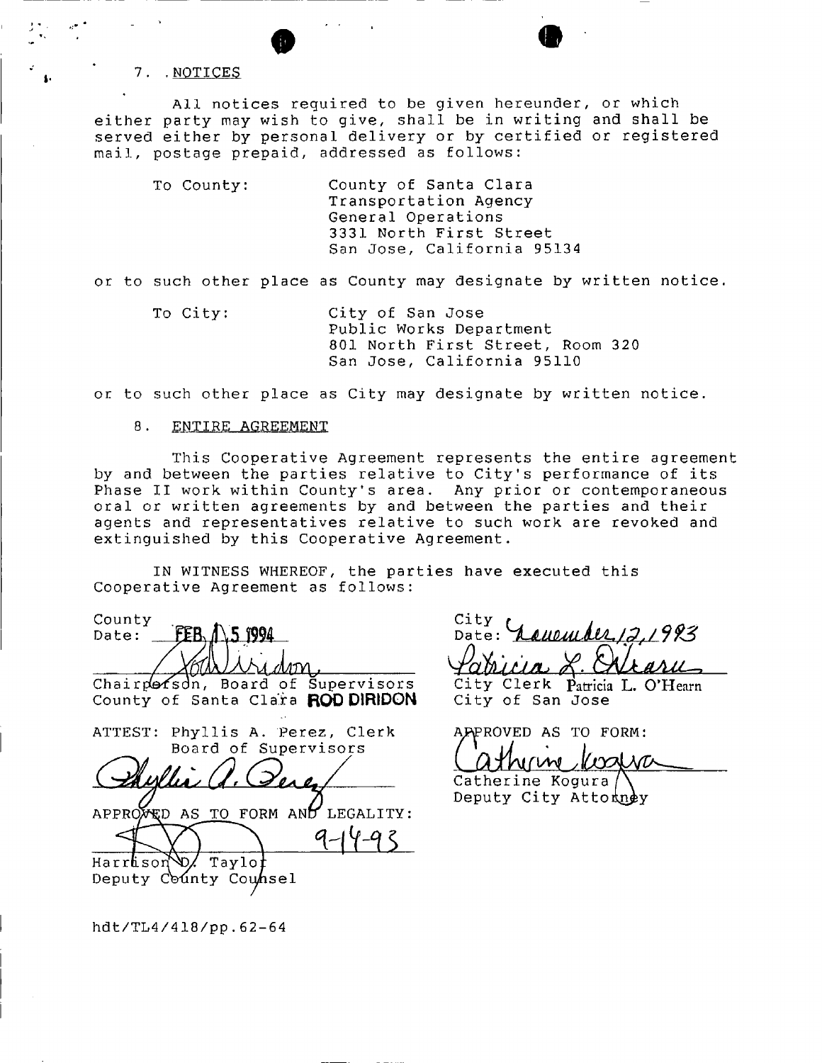7. NOTICES

All notices required to be given hereunder, or which either party may wish to give, shall be in writing and shall be served either by personal delivery or by certified or registered mail, postage prepaid, addressed as follows:

To County: County of Santa Clara
Transportation Agency
General Operations
3331 North First Street
San Jose, California 95134

or to such other place as County may designate by written notice.

To City: City of San Jose
Public Works Department
801 North First Street, Room 320
San Jose, California 95110

or to such other place as City may designate by written notice.

8. ENTIRE AGREEMENT

This Cooperative Agreement represents the entire agreement by and between the parties relative to City's performance of its Phase II work within County's area. Any prior or contemporaneous oral or written agreements by and between the parties and their agents and representatives relative to such work are revoked and extinguished by this Cooperative Agreement.

IN WITNESS WHEREOF, the parties have executed this Cooperative Agreement as follows:

County
Date: FEB 15 1994

Chairperson, Board of Supervisors
County of Santa Clara ROD DIRIDON

ATTEST: Phyllis A. Perez, Clerk
Board of Supervisors

APPROVED AS TO FORM AND LEGALITY:
9-14-93

Harrison D. Taylor
Deputy County Counsel

City
Date: November 12, 1993

City Clerk Patricia L. O'Hearn
City of San Jose

APPROVED AS TO FORM:

Catherine Kogura
Deputy City Attorney

hdt/TL4/418/pp.62-64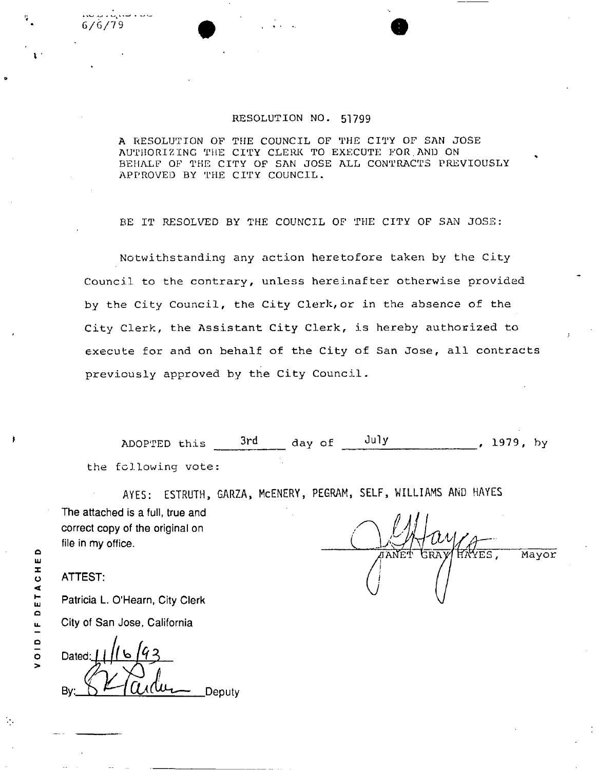6/6/79

RESOLUTION NO. 51799

A RESOLUTION OF THE COUNCIL OF THE CITY OF SAN JOSE AUTHORIZING THE CITY CLERK TO EXECUTE FOR AND ON BEHALF OF THE CITY OF SAN JOSE ALL CONTRACTS PREVIOUSLY APPROVED BY THE CITY COUNCIL.

BE IT RESOLVED BY THE COUNCIL OF THE CITY OF SAN JOSE:

Notwithstanding any action heretofore taken by the City Council to the contrary, unless hereinafter otherwise provided by the City Council, the City Clerk, or in the absence of the City Clerk, the Assistant City Clerk, is hereby authorized to execute for and on behalf of the City of San Jose, all contracts previously approved by the City Council.

ADOPTED this 3rd day of July, 1979, by the following vote:

AYES: ESTRUTH, GARZA, McENERY, PEGRAM, SELF, WILLIAMS AND HAYES

JANET GRAY HAYES, Mayor

The attached is a full, true and correct copy of the original on file in my office.

ATTEST:

Patricia L. O'Hearn, City Clerk

City of San Jose, California

Dated: 11/16/93

By: __________ Deputy

VOID IF DETACHED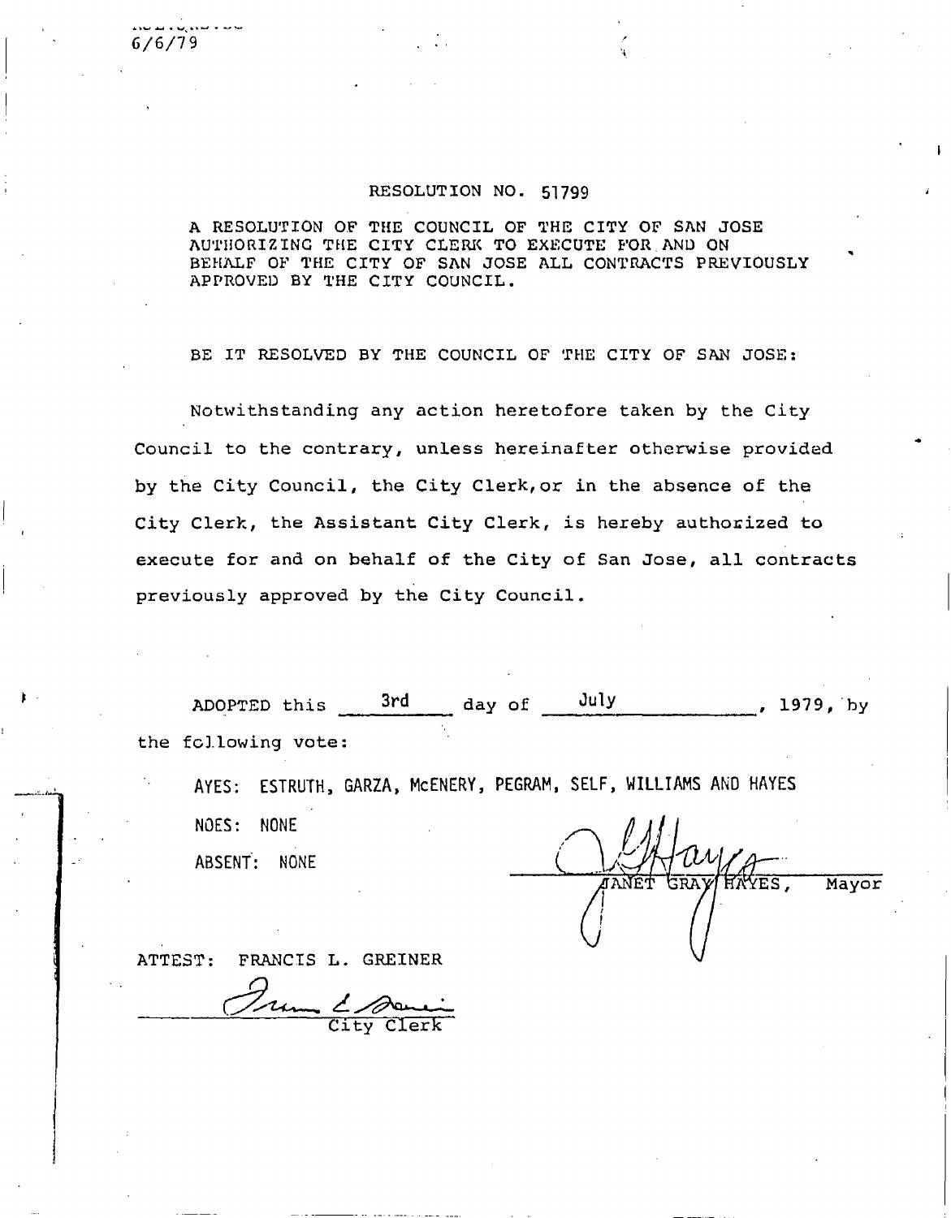6/6/79

# RESOLUTION NO. 51799

A RESOLUTION OF THE COUNCIL OF THE CITY OF SAN JOSE AUTHORIZING THE CITY CLERK TO EXECUTE FOR AND ON BEHALF OF THE CITY OF SAN JOSE ALL CONTRACTS PREVIOUSLY APPROVED BY THE CITY COUNCIL.

BE IT RESOLVED BY THE COUNCIL OF THE CITY OF SAN JOSE:

Notwithstanding any action heretofore taken by the City Council to the contrary, unless hereinafter otherwise provided by the City Council, the City Clerk, or in the absence of the City Clerk, the Assistant City Clerk, is hereby authorized to execute for and on behalf of the City of San Jose, all contracts previously approved by the City Council.

ADOPTED this 3rd day of July, 1979, by the following vote:

AYES: ESTRUTH, GARZA, McENERY, PEGRAM, SELF, WILLIAMS AND HAYES

NOES: NONE

ABSENT: NONE

JANET GRAY HAYES, Mayor

ATTEST: FRANCIS L. GREINER

City Clerk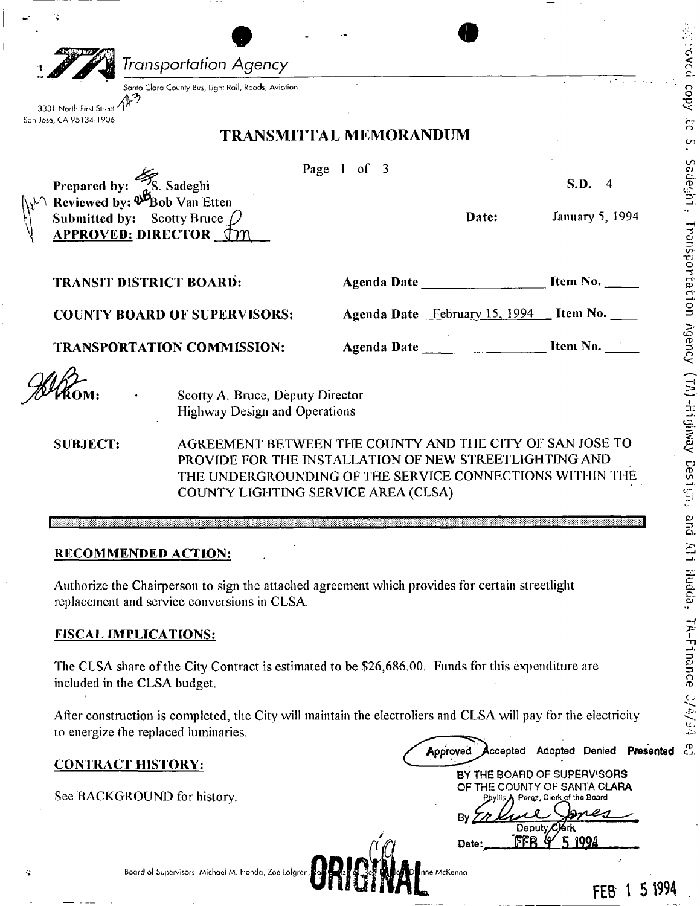Transportation Agency

Santa Clara County Bus, Light Rail, Roads, Aviation

3331 North First Street
San Jose, CA 95134-1906

## TRANSMITTAL MEMORANDUM

Page 1 of 3

**Prepared by:** S. Sadeghi
**Reviewed by:** Bob Van Etten
**Submitted by:** Scotty Bruce
**APPROVED: DIRECTOR**

**S.D.** 4

**Date:** January 5, 1994

| | | |
|---|---|---|
| **TRANSIT DISTRICT BOARD:** | **Agenda Date** ________ | **Item No.** ____ |
| **COUNTY BOARD OF SUPERVISORS:** | **Agenda Date** February 15, 1994 | **Item No.** ____ |
| **TRANSPORTATION COMMISSION:** | **Agenda Date** ________ | **Item No.** ____ |

**FROM:** Scotty A. Bruce, Deputy Director
Highway Design and Operations

**SUBJECT:** AGREEMENT BETWEEN THE COUNTY AND THE CITY OF SAN JOSE TO PROVIDE FOR THE INSTALLATION OF NEW STREETLIGHTING AND THE UNDERGROUNDING OF THE SERVICE CONNECTIONS WITHIN THE COUNTY LIGHTING SERVICE AREA (CLSA)

### RECOMMENDED ACTION:

Authorize the Chairperson to sign the attached agreement which provides for certain streetlight replacement and service conversions in CLSA.

### FISCAL IMPLICATIONS:

The CLSA share of the City Contract is estimated to be $26,686.00. Funds for this expenditure are included in the CLSA budget.

After construction is completed, the City will maintain the electroliers and CLSA will pay for the electricity to energize the replaced luminaries.

### CONTRACT HISTORY:

See BACKGROUND for history.

Approved Accepted Adopted Denied Presented
BY THE BOARD OF SUPERVISORS
OF THE COUNTY OF SANTA CLARA
Phyllis A. Perez, Clerk of the Board
By Deputy Clerk
Date: FEB 15 1994

Approved copy to S. Sadeghi, Transportation Agency (TA)-Highway Design, and Ali Hudda, TA-Finance 3/4/94

Board of Supervisors: Michael M. Honda, Zoe Lofgren, ... Dianne McKenna

ORIGINAL

FEB 15 1994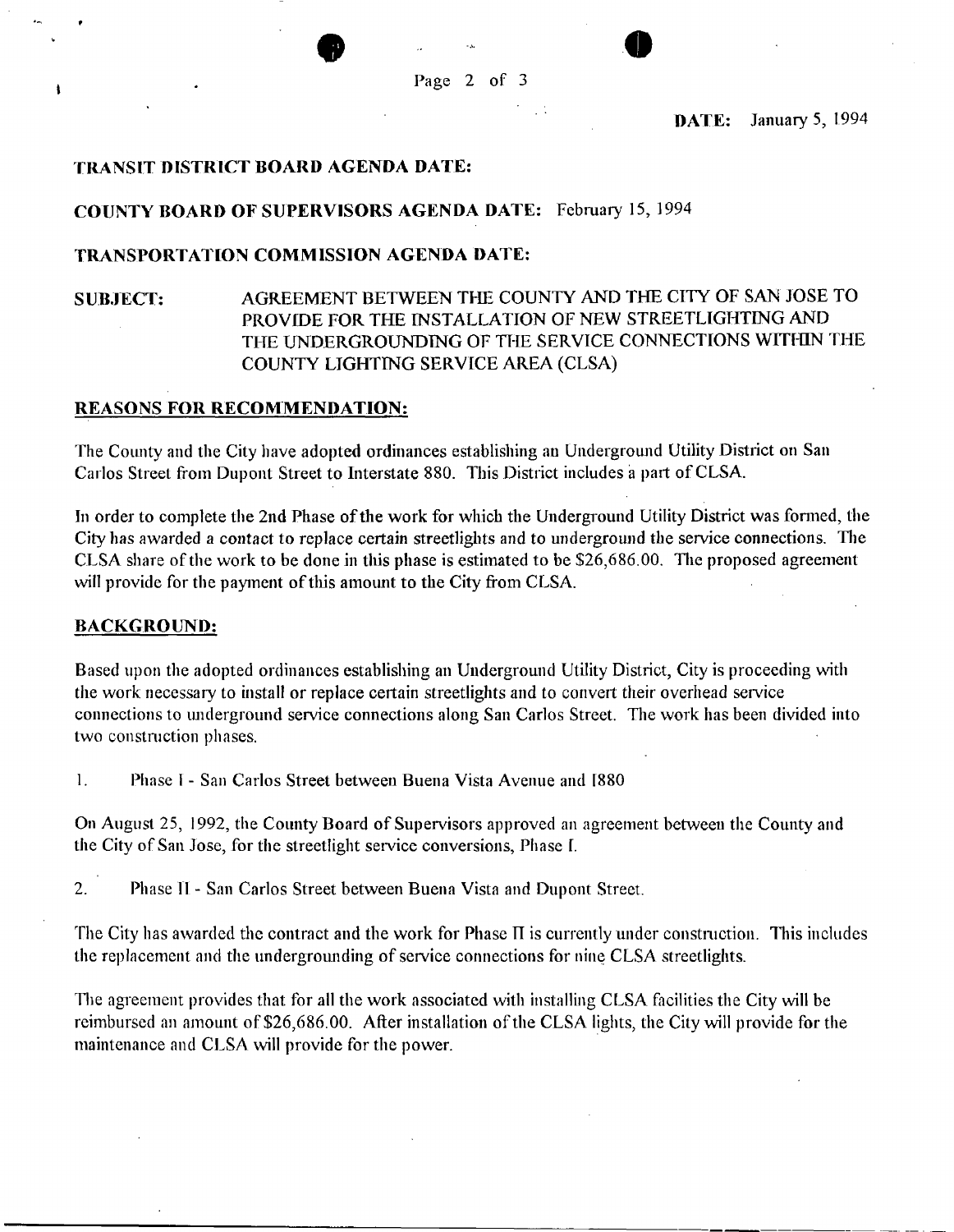**DATE:** January 5, 1994

**TRANSIT DISTRICT BOARD AGENDA DATE:**

**COUNTY BOARD OF SUPERVISORS AGENDA DATE:** February 15, 1994

**TRANSPORTATION COMMISSION AGENDA DATE:**

**SUBJECT:** AGREEMENT BETWEEN THE COUNTY AND THE CITY OF SAN JOSE TO PROVIDE FOR THE INSTALLATION OF NEW STREETLIGHTING AND THE UNDERGROUNDING OF THE SERVICE CONNECTIONS WITHIN THE COUNTY LIGHTING SERVICE AREA (CLSA)

**REASONS FOR RECOMMENDATION:**

The County and the City have adopted ordinances establishing an Underground Utility District on San Carlos Street from Dupont Street to Interstate 880. This District includes a part of CLSA.

In order to complete the 2nd Phase of the work for which the Underground Utility District was formed, the City has awarded a contact to replace certain streetlights and to underground the service connections. The CLSA share of the work to be done in this phase is estimated to be $26,686.00. The proposed agreement will provide for the payment of this amount to the City from CLSA.

**BACKGROUND:**

Based upon the adopted ordinances establishing an Underground Utility District, City is proceeding with the work necessary to install or replace certain streetlights and to convert their overhead service connections to underground service connections along San Carlos Street. The work has been divided into two construction phases.

1. Phase I - San Carlos Street between Buena Vista Avenue and I880

On August 25, 1992, the County Board of Supervisors approved an agreement between the County and the City of San Jose, for the streetlight service conversions, Phase I.

2. Phase II - San Carlos Street between Buena Vista and Dupont Street.

The City has awarded the contract and the work for Phase II is currently under construction. This includes the replacement and the undergrounding of service connections for nine CLSA streetlights.

The agreement provides that for all the work associated with installing CLSA facilities the City will be reimbursed an amount of $26,686.00. After installation of the CLSA lights, the City will provide for the maintenance and CLSA will provide for the power.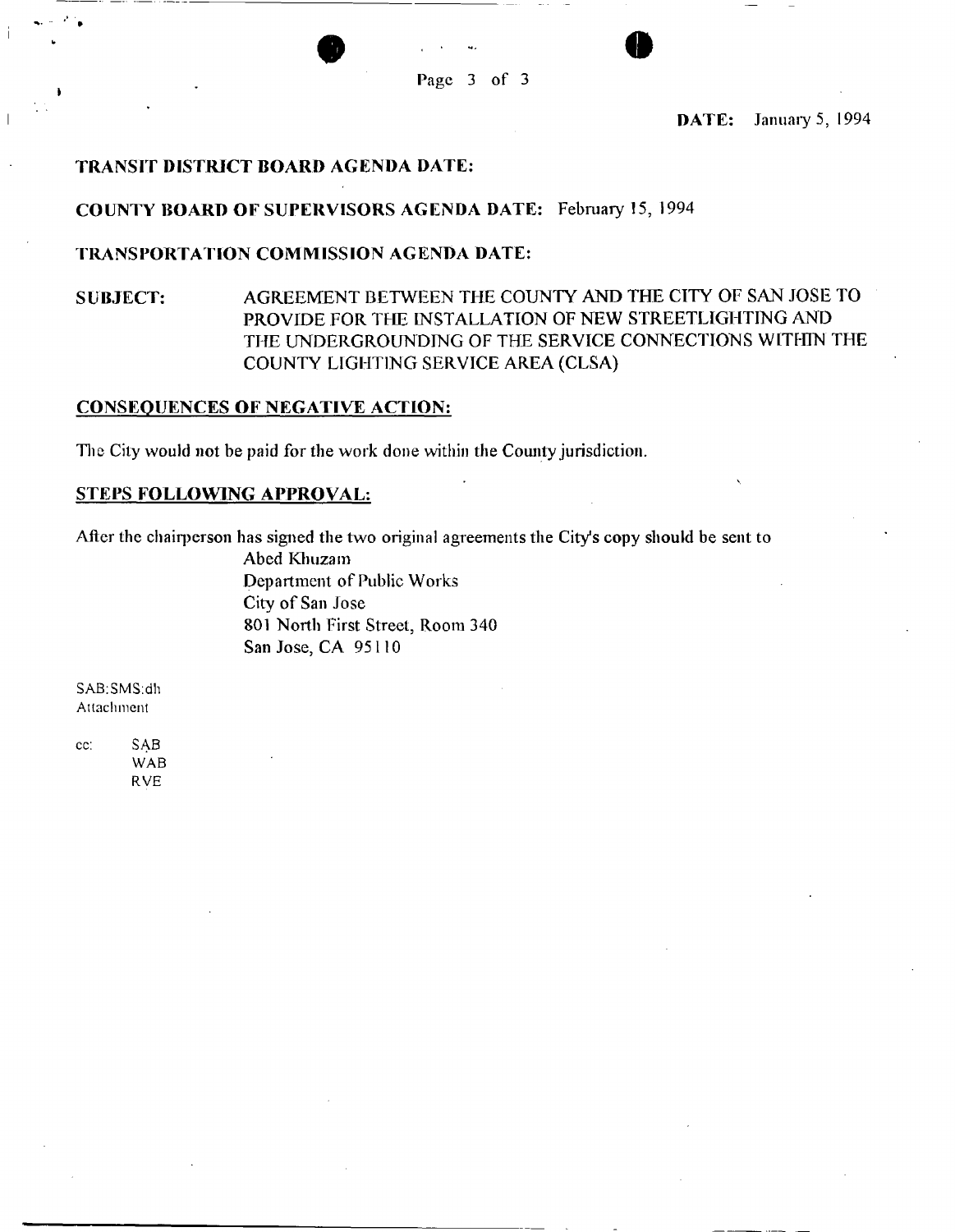**DATE:** January 5, 1994

**TRANSIT DISTRICT BOARD AGENDA DATE:**

**COUNTY BOARD OF SUPERVISORS AGENDA DATE:** February 15, 1994

**TRANSPORTATION COMMISSION AGENDA DATE:**

**SUBJECT:** AGREEMENT BETWEEN THE COUNTY AND THE CITY OF SAN JOSE TO PROVIDE FOR THE INSTALLATION OF NEW STREETLIGHTING AND THE UNDERGROUNDING OF THE SERVICE CONNECTIONS WITHIN THE COUNTY LIGHTING SERVICE AREA (CLSA)

## CONSEQUENCES OF NEGATIVE ACTION:

The City would not be paid for the work done within the County jurisdiction.

## STEPS FOLLOWING APPROVAL:

After the chairperson has signed the two original agreements the City's copy should be sent to

Abed Khuzam
Department of Public Works
City of San Jose
801 North First Street, Room 340
San Jose, CA 95110

SAB:SMS:dh
Attachment

cc: SAB
WAB
RVE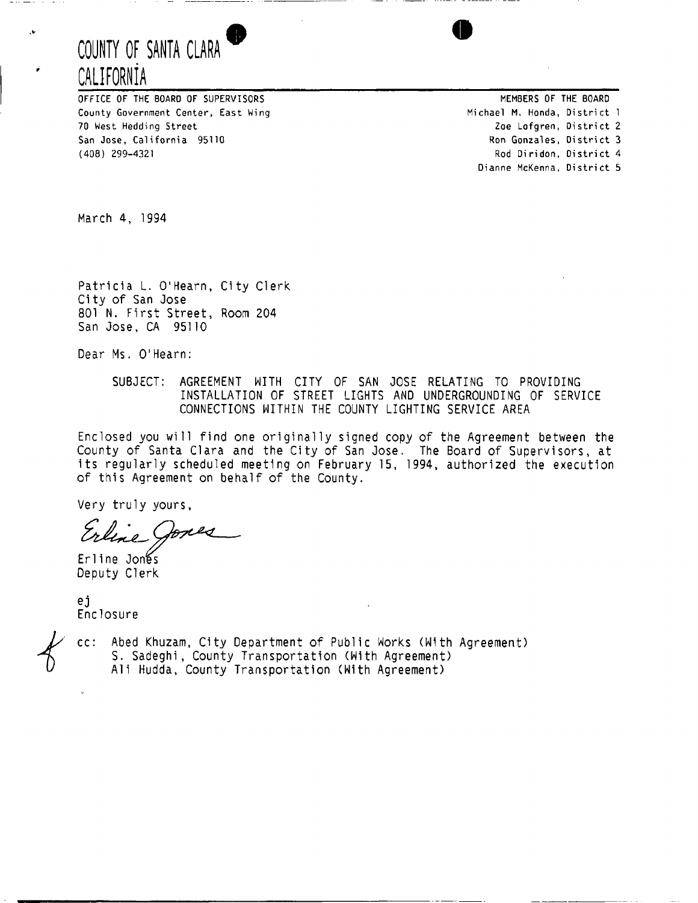# COUNTY OF SANTA CLARA
# CALIFORNIA

OFFICE OF THE BOARD OF SUPERVISORS
County Government Center, East Wing
70 West Hedding Street
San Jose, California 95110
(408) 299-4321

MEMBERS OF THE BOARD
Michael M. Honda, District 1
Zoe Lofgren, District 2
Ron Gonzales, District 3
Rod Diridon, District 4
Dianne McKenna, District 5

March 4, 1994

Patricia L. O'Hearn, City Clerk
City of San Jose
801 N. First Street, Room 204
San Jose, CA 95110

Dear Ms. O'Hearn:

SUBJECT: AGREEMENT WITH CITY OF SAN JOSE RELATING TO PROVIDING INSTALLATION OF STREET LIGHTS AND UNDERGROUNDING OF SERVICE CONNECTIONS WITHIN THE COUNTY LIGHTING SERVICE AREA

Enclosed you will find one originally signed copy of the Agreement between the County of Santa Clara and the City of San Jose. The Board of Supervisors, at its regularly scheduled meeting on February 15, 1994, authorized the execution of this Agreement on behalf of the County.

Very truly yours,

Erline Jones

Erline Jones
Deputy Clerk

ej
Enclosure

cc: Abed Khuzam, City Department of Public Works (With Agreement)
S. Sadeghi, County Transportation (With Agreement)
Ali Hudda, County Transportation (With Agreement)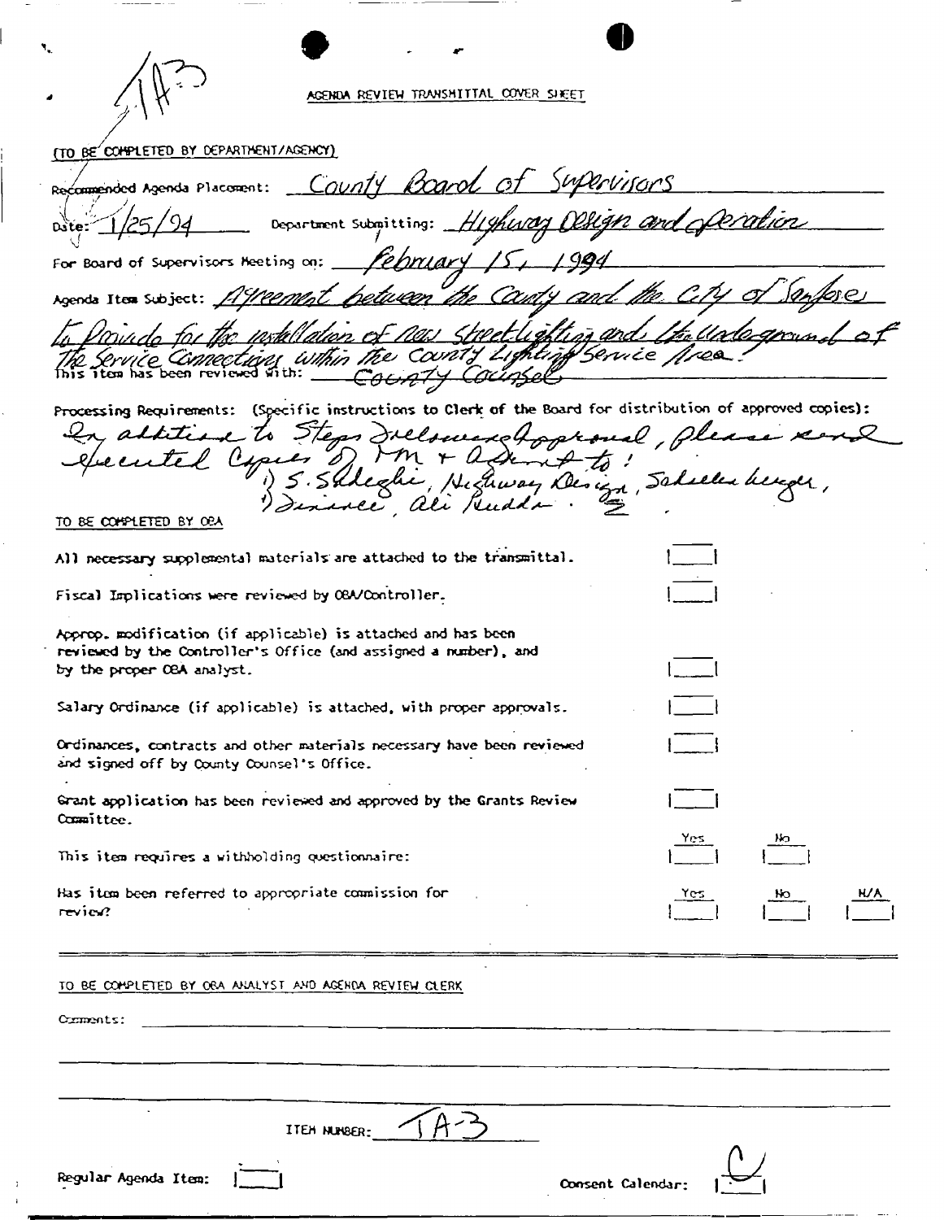1A-3

AGENDA REVIEW TRANSMITTAL COVER SHEET

(TO BE COMPLETED BY DEPARTMENT/AGENCY)

Recommended Agenda Placement: County Board of Supervisors

Date: 1/25/94 Department Submitting: Highway Design and Operation

For Board of Supervisors Meeting on: February 15, 1994

Agenda Item Subject: Agreement between the County and the City of Sanjose to provide for the installation of new streetlighting and the undergrounding of the service connections within the County Lighting Service Area.

This item has been reviewed with: County Counsel

Processing Requirements: (Specific instructions to Clerk of the Board for distribution of approved copies):

In addition to Steps following approval, please send executed copies of TM + Agreement to:
1) S. Sadeghi, Highway Design, Schellenberger,
2) Denise, Ali Rudda.

TO BE COMPLETED BY OBA

| | | | |
|---|---|---|---|
| All necessary supplemental materials are attached to the transmittal. | [ ] | | |
| Fiscal Implications were reviewed by OBA/Controller. | [ ] | | |
| Approp. modification (if applicable) is attached and has been reviewed by the Controller's Office (and assigned a number), and by the proper OBA analyst. | [ ] | | |
| Salary Ordinance (if applicable) is attached, with proper approvals. | [ ] | | |
| Ordinances, contracts and other materials necessary have been reviewed and signed off by County Counsel's Office. | [ ] | | |
| Grant application has been reviewed and approved by the Grants Review Committee. | [ ] | | |
| | Yes | No | |
| This item requires a withholding questionnaire: | [ ] | [ ] | |
| | Yes | No | N/A |
| Has item been referred to appropriate commission for review? | [ ] | [ ] | [ ] |

TO BE COMPLETED BY OBA ANALYST AND AGENDA REVIEW CLERK

Comments:

ITEM NUMBER: 1A-3

Regular Agenda Item: [ ] Consent Calendar: [C]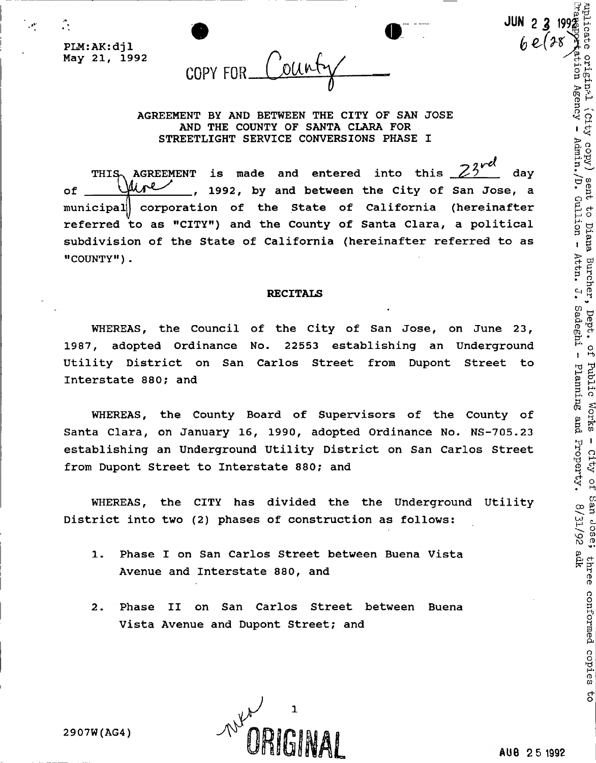PLM:AK:djl
May 21, 1992

COPY FOR County

JUN 23 1992
6e(28)

## AGREEMENT BY AND BETWEEN THE CITY OF SAN JOSE AND THE COUNTY OF SANTA CLARA FOR STREETLIGHT SERVICE CONVERSIONS PHASE I

THIS AGREEMENT is made and entered into this 23rd day of June, 1992, by and between the City of San Jose, a municipal corporation of the State of California (hereinafter referred to as "CITY") and the County of Santa Clara, a political subdivision of the State of California (hereinafter referred to as "COUNTY").

**RECITALS**

WHEREAS, the Council of the City of San Jose, on June 23, 1987, adopted Ordinance No. 22553 establishing an Underground Utility District on San Carlos Street from Dupont Street to Interstate 880; and

WHEREAS, the County Board of Supervisors of the County of Santa Clara, on January 16, 1990, adopted Ordinance No. NS-705.23 establishing an Underground Utility District on San Carlos Street from Dupont Street to Interstate 880; and

WHEREAS, the CITY has divided the the Underground Utility District into two (2) phases of construction as follows:

1. Phase I on San Carlos Street between Buena Vista Avenue and Interstate 880, and
2. Phase II on San Carlos Street between Buena Vista Avenue and Dupont Street; and

Duplicate original (City copy) sent to Diana Burcher, Dept. of Public Works - City of San Jose; three conformed copies to Transportation Agency - Admin./D. Gullion - Attn. J. Sadeghi - Planning and Property. 8/31/92 adk

2907W(AG4)

ORIGINAL

AUG 25 1992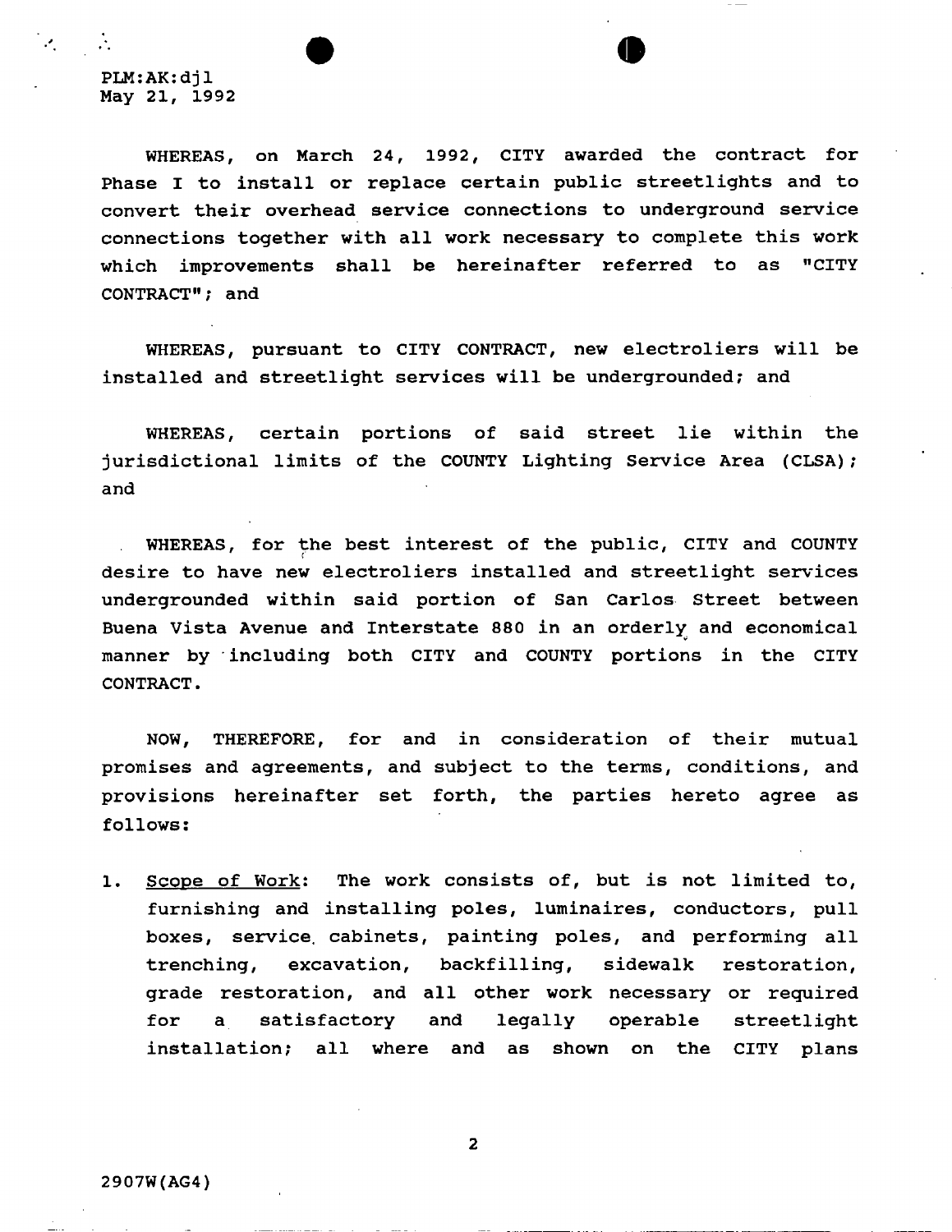PLM:AK:djl
May 21, 1992

WHEREAS, on March 24, 1992, CITY awarded the contract for Phase I to install or replace certain public streetlights and to convert their overhead service connections to underground service connections together with all work necessary to complete this work which improvements shall be hereinafter referred to as "CITY CONTRACT"; and

WHEREAS, pursuant to CITY CONTRACT, new electroliers will be installed and streetlight services will be undergrounded; and

WHEREAS, certain portions of said street lie within the jurisdictional limits of the COUNTY Lighting Service Area (CLSA); and

WHEREAS, for the best interest of the public, CITY and COUNTY desire to have new electroliers installed and streetlight services undergrounded within said portion of San Carlos Street between Buena Vista Avenue and Interstate 880 in an orderly and economical manner by including both CITY and COUNTY portions in the CITY CONTRACT.

NOW, THEREFORE, for and in consideration of their mutual promises and agreements, and subject to the terms, conditions, and provisions hereinafter set forth, the parties hereto agree as follows:

1. Scope of Work: The work consists of, but is not limited to, furnishing and installing poles, luminaires, conductors, pull boxes, service cabinets, painting poles, and performing all trenching, excavation, backfilling, sidewalk restoration, grade restoration, and all other work necessary or required for a satisfactory and legally operable streetlight installation; all where and as shown on the CITY plans

2907W(AG4)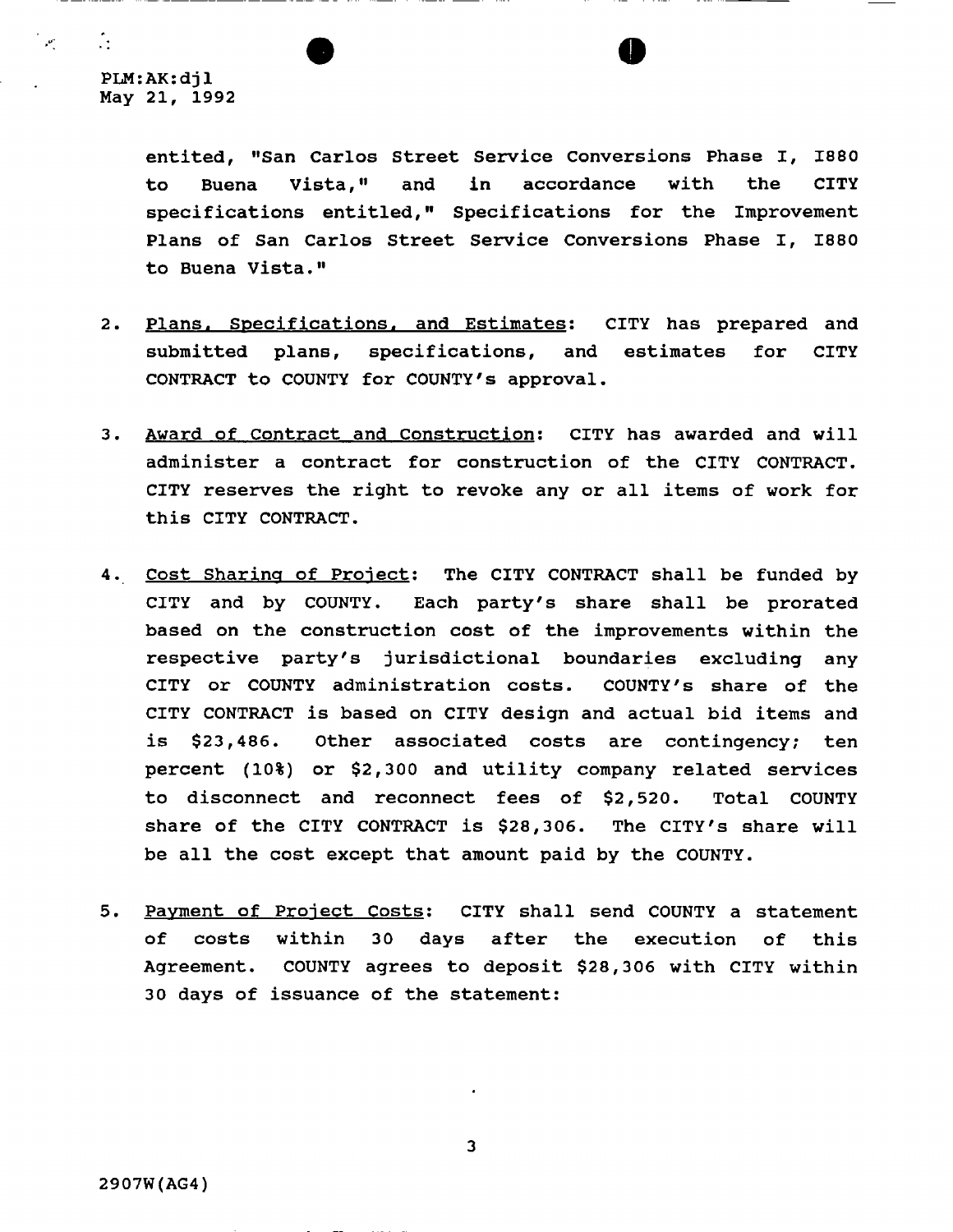entited, "San Carlos Street Service Conversions Phase I, I880 to Buena Vista," and in accordance with the CITY specifications entitled," Specifications for the Improvement Plans of San Carlos Street Service Conversions Phase I, I880 to Buena Vista."

2. Plans, Specifications, and Estimates: CITY has prepared and submitted plans, specifications, and estimates for CITY CONTRACT to COUNTY for COUNTY's approval.

3. Award of Contract and Construction: CITY has awarded and will administer a contract for construction of the CITY CONTRACT. CITY reserves the right to revoke any or all items of work for this CITY CONTRACT.

4. Cost Sharing of Project: The CITY CONTRACT shall be funded by CITY and by COUNTY. Each party's share shall be prorated based on the construction cost of the improvements within the respective party's jurisdictional boundaries excluding any CITY or COUNTY administration costs. COUNTY's share of the CITY CONTRACT is based on CITY design and actual bid items and is $23,486. Other associated costs are contingency; ten percent (10%) or $2,300 and utility company related services to disconnect and reconnect fees of $2,520. Total COUNTY share of the CITY CONTRACT is $28,306. The CITY's share will be all the cost except that amount paid by the COUNTY.

5. Payment of Project Costs: CITY shall send COUNTY a statement of costs within 30 days after the execution of this Agreement. COUNTY agrees to deposit $28,306 with CITY within 30 days of issuance of the statement: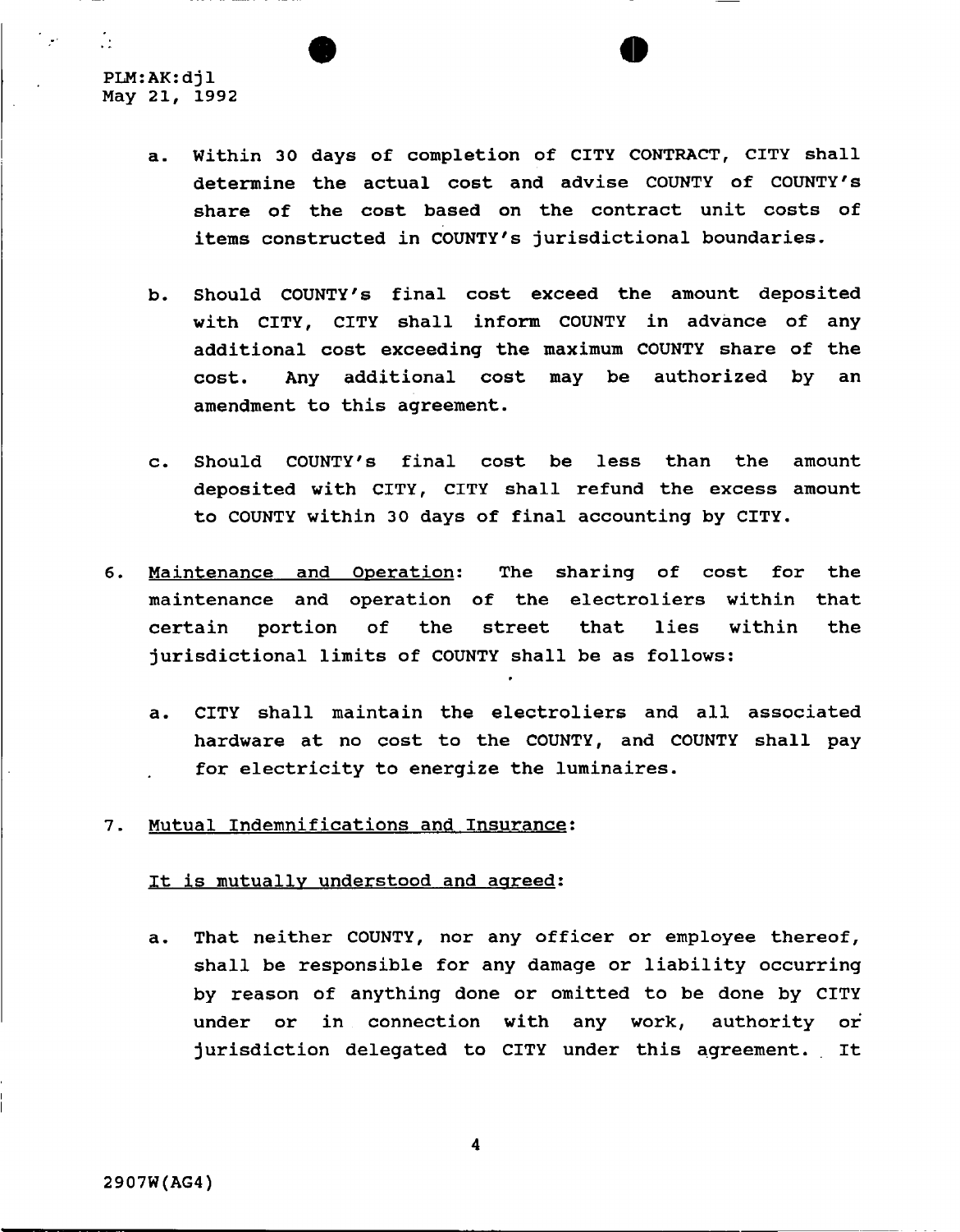PLM:AK:djl
May 21, 1992

a. Within 30 days of completion of CITY CONTRACT, CITY shall determine the actual cost and advise COUNTY of COUNTY's share of the cost based on the contract unit costs of items constructed in COUNTY's jurisdictional boundaries.

b. Should COUNTY's final cost exceed the amount deposited with CITY, CITY shall inform COUNTY in advance of any additional cost exceeding the maximum COUNTY share of the cost. Any additional cost may be authorized by an amendment to this agreement.

c. Should COUNTY's final cost be less than the amount deposited with CITY, CITY shall refund the excess amount to COUNTY within 30 days of final accounting by CITY.

6. Maintenance and Operation: The sharing of cost for the maintenance and operation of the electroliers within that certain portion of the street that lies within the jurisdictional limits of COUNTY shall be as follows:

   a. CITY shall maintain the electroliers and all associated hardware at no cost to the COUNTY, and COUNTY shall pay for electricity to energize the luminaires.

7. Mutual Indemnifications and Insurance:

   It is mutually understood and agreed:

   a. That neither COUNTY, nor any officer or employee thereof, shall be responsible for any damage or liability occurring by reason of anything done or omitted to be done by CITY under or in connection with any work, authority or jurisdiction delegated to CITY under this agreement. It

2907W(AG4)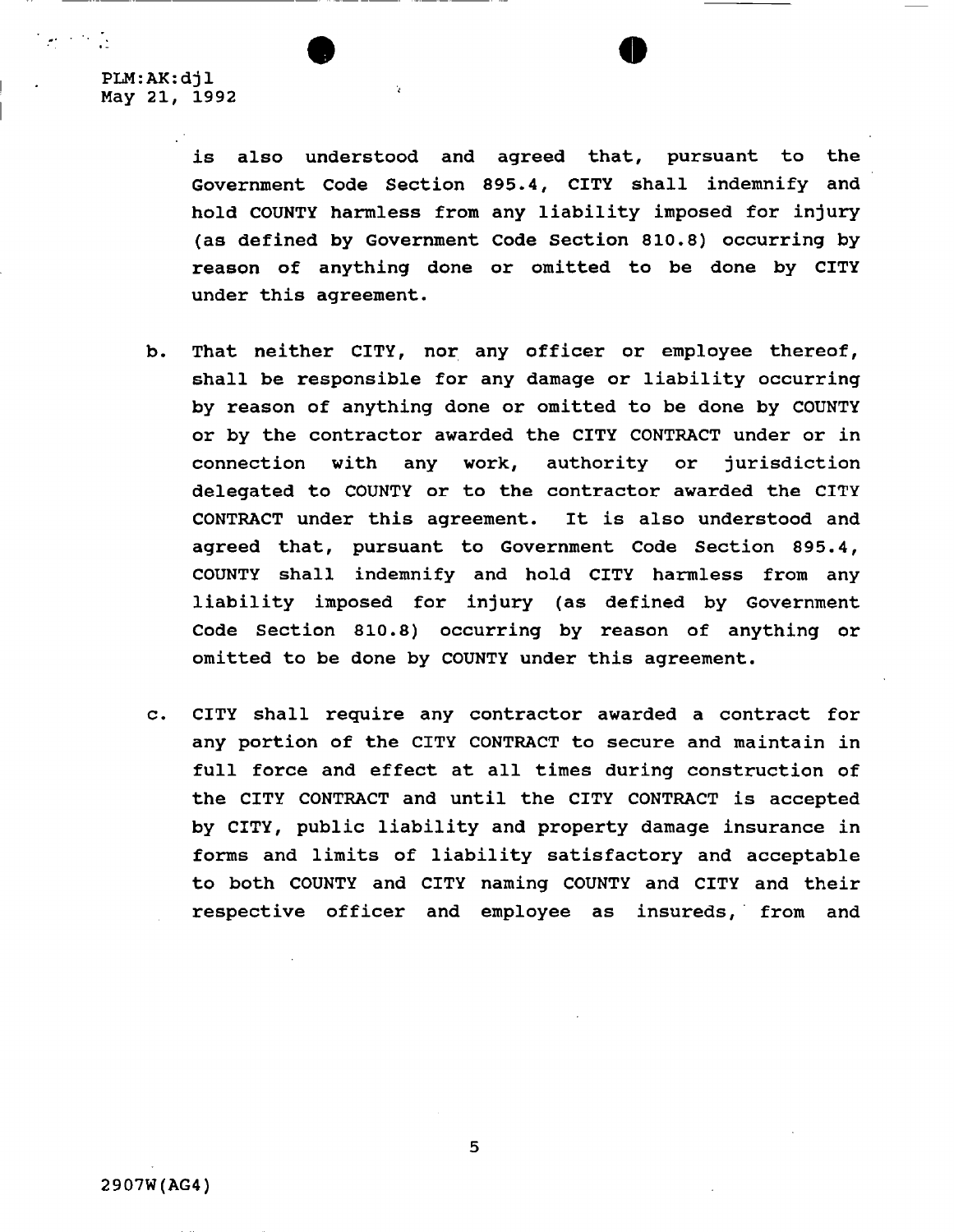is also understood and agreed that, pursuant to the Government Code Section 895.4, CITY shall indemnify and hold COUNTY harmless from any liability imposed for injury (as defined by Government Code Section 810.8) occurring by reason of anything done or omitted to be done by CITY under this agreement.

b. That neither CITY, nor any officer or employee thereof, shall be responsible for any damage or liability occurring by reason of anything done or omitted to be done by COUNTY or by the contractor awarded the CITY CONTRACT under or in connection with any work, authority or jurisdiction delegated to COUNTY or to the contractor awarded the CITY CONTRACT under this agreement. It is also understood and agreed that, pursuant to Government Code Section 895.4, COUNTY shall indemnify and hold CITY harmless from any liability imposed for injury (as defined by Government Code Section 810.8) occurring by reason of anything or omitted to be done by COUNTY under this agreement.

c. CITY shall require any contractor awarded a contract for any portion of the CITY CONTRACT to secure and maintain in full force and effect at all times during construction of the CITY CONTRACT and until the CITY CONTRACT is accepted by CITY, public liability and property damage insurance in forms and limits of liability satisfactory and acceptable to both COUNTY and CITY naming COUNTY and CITY and their respective officer and employee as insureds, from and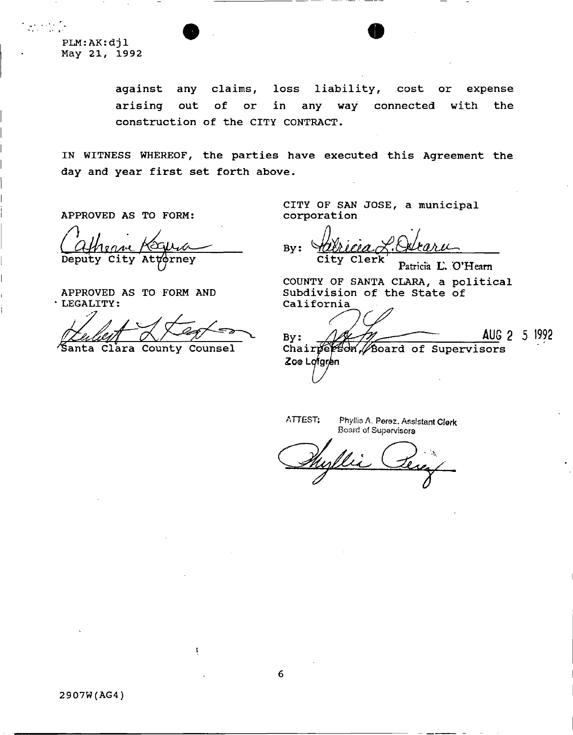PLM:AK:djl
May 21, 1992

against any claims, loss liability, cost or expense arising out of or in any way connected with the construction of the CITY CONTRACT.

IN WITNESS WHEREOF, the parties have executed this Agreement the day and year first set forth above.

APPROVED AS TO FORM:

Deputy City Attorney

APPROVED AS TO FORM AND LEGALITY:

Santa Clara County Counsel

CITY OF SAN JOSE, a municipal corporation

By: City Clerk
Patricia L. O'Hearn

COUNTY OF SANTA CLARA, a political Subdivision of the State of California

By: Chairperson, Board of Supervisors
Zoe Lofgren

AUG 25 1992

ATTEST: Phyllis A. Perez, Assistant Clerk
Board of Supervisors

2907W(AG4)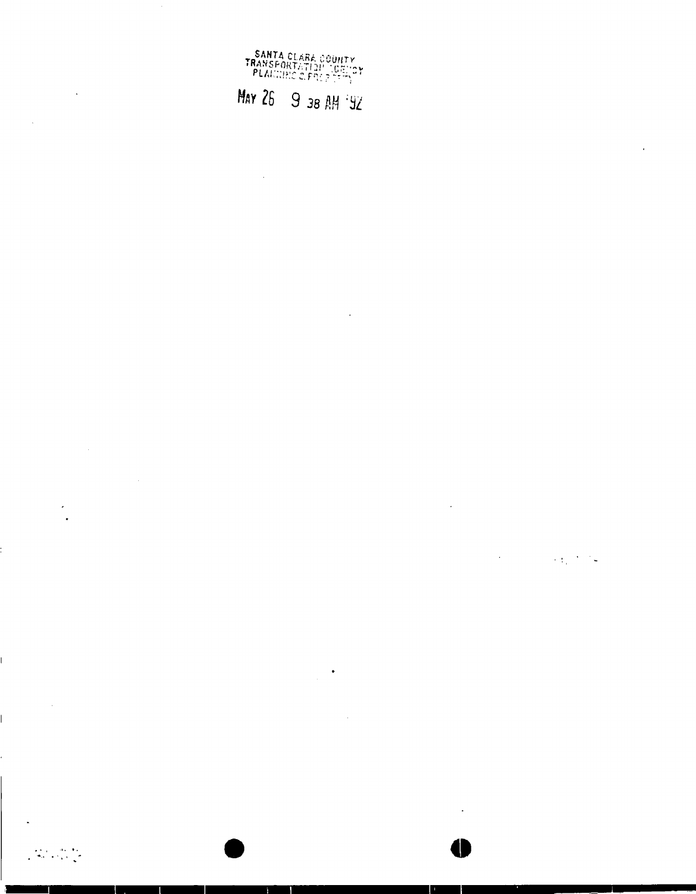SANTA CLARA COUNTY
TRANSPORTATION AGENCY
PLANNING & PROPERTY

MAY 26 9 38 AM '92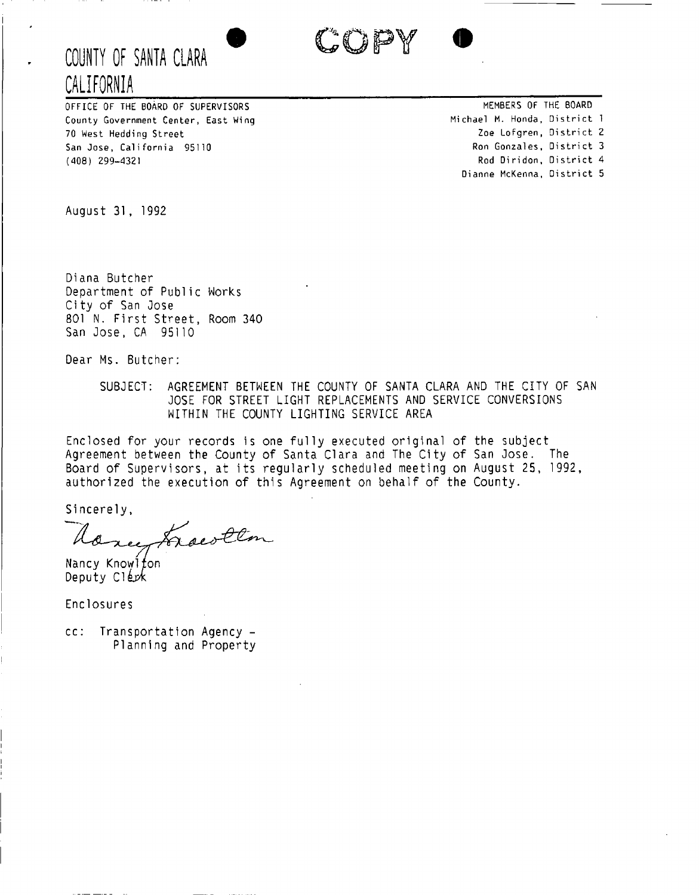COPY

# COUNTY OF SANTA CLARA CALIFORNIA

OFFICE OF THE BOARD OF SUPERVISORS
County Government Center, East Wing
70 West Hedding Street
San Jose, California 95110
(408) 299-4321

MEMBERS OF THE BOARD
Michael M. Honda, District 1
Zoe Lofgren, District 2
Ron Gonzales, District 3
Rod Diridon, District 4
Dianne McKenna, District 5

August 31, 1992

Diana Butcher
Department of Public Works
City of San Jose
801 N. First Street, Room 340
San Jose, CA 95110

Dear Ms. Butcher:

SUBJECT: AGREEMENT BETWEEN THE COUNTY OF SANTA CLARA AND THE CITY OF SAN JOSE FOR STREET LIGHT REPLACEMENTS AND SERVICE CONVERSIONS WITHIN THE COUNTY LIGHTING SERVICE AREA

Enclosed for your records is one fully executed original of the subject Agreement between the County of Santa Clara and The City of San Jose. The Board of Supervisors, at its regularly scheduled meeting on August 25, 1992, authorized the execution of this Agreement on behalf of the County.

Sincerely,

Nancy Knowlton
Nancy Knowlton
Deputy Clerk

Enclosures

cc: Transportation Agency - Planning and Property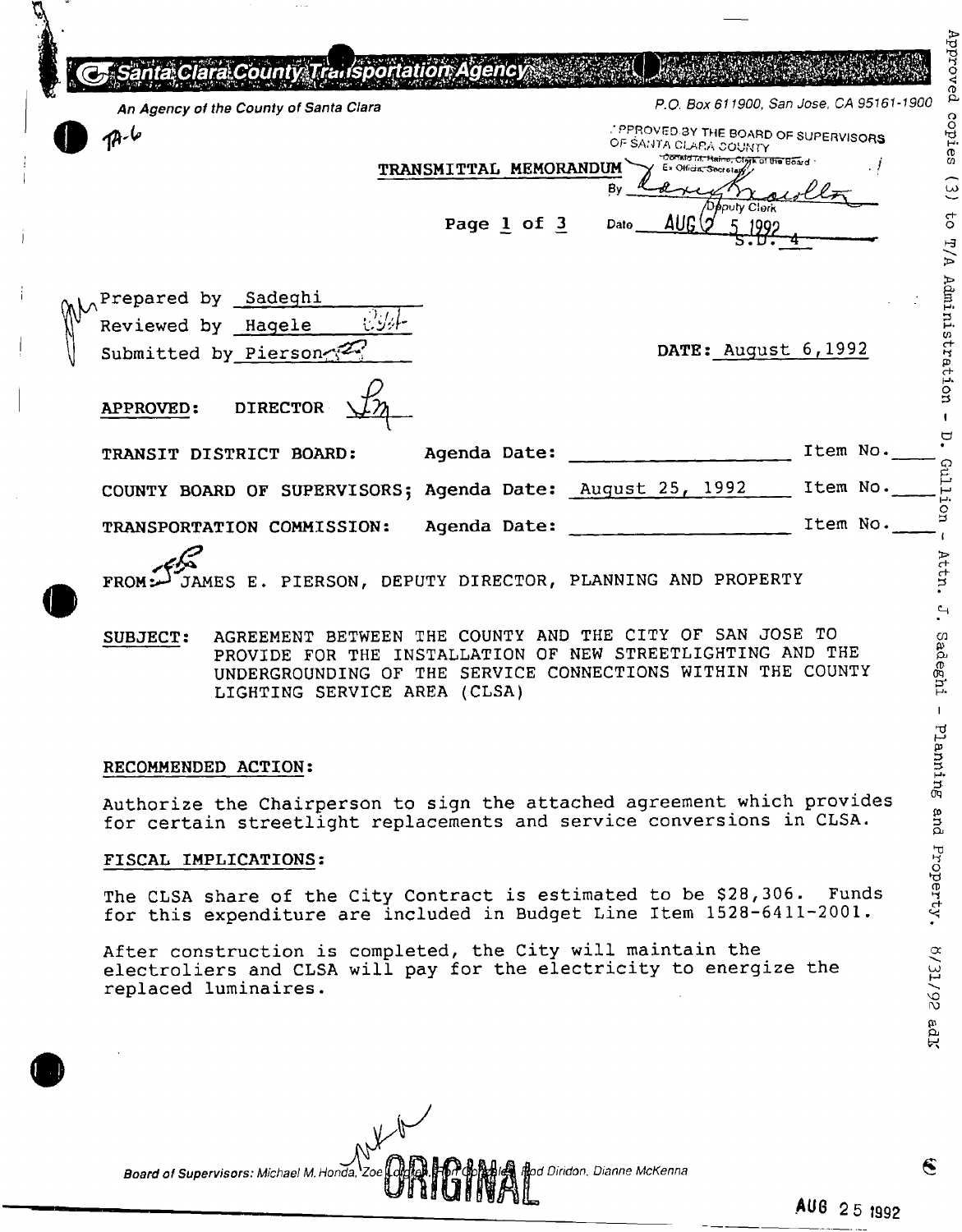# Santa Clara County Transportation Agency

*An Agency of the County of Santa Clara*

P.O. Box 611900, San Jose, CA 95161-1900

TA-6

APPROVED BY THE BOARD OF SUPERVISORS OF SANTA CLARA COUNTY
Donald M. Rains, Clerk of the Board
Ex Officio Secretary
By Deputy Clerk
Date AUG 25 1992
S.D. 4

**TRANSMITTAL MEMORANDUM**

Page 1 of 3

Prepared by Sadeghi
Reviewed by Hagele
Submitted by Pierson

DATE: August 6,1992

**APPROVED:** DIRECTOR

TRANSIT DISTRICT BOARD: Agenda Date: ______ Item No. ____

COUNTY BOARD OF SUPERVISORS; Agenda Date: August 25, 1992 Item No. ____

TRANSPORTATION COMMISSION: Agenda Date: ______ Item No. ____

FROM: JAMES E. PIERSON, DEPUTY DIRECTOR, PLANNING AND PROPERTY

SUBJECT: AGREEMENT BETWEEN THE COUNTY AND THE CITY OF SAN JOSE TO PROVIDE FOR THE INSTALLATION OF NEW STREETLIGHTING AND THE UNDERGROUNDING OF THE SERVICE CONNECTIONS WITHIN THE COUNTY LIGHTING SERVICE AREA (CLSA)

## RECOMMENDED ACTION:

Authorize the Chairperson to sign the attached agreement which provides for certain streetlight replacements and service conversions in CLSA.

## FISCAL IMPLICATIONS:

The CLSA share of the City Contract is estimated to be $28,306. Funds for this expenditure are included in Budget Line Item 1528-6411-2001.

After construction is completed, the City will maintain the electroliers and CLSA will pay for the electricity to energize the replaced luminaires.

Approved copies (3) to T/A Administration - D. Gullion - Attn. J. Sadeghi - Planning and Property. 8/31/92 adk

Board of Supervisors: Michael M. Honda, Zoe Lofgren, Ron Gonzales, Rod Diridon, Dianne McKenna

ORIGINAL

AUG 25 1992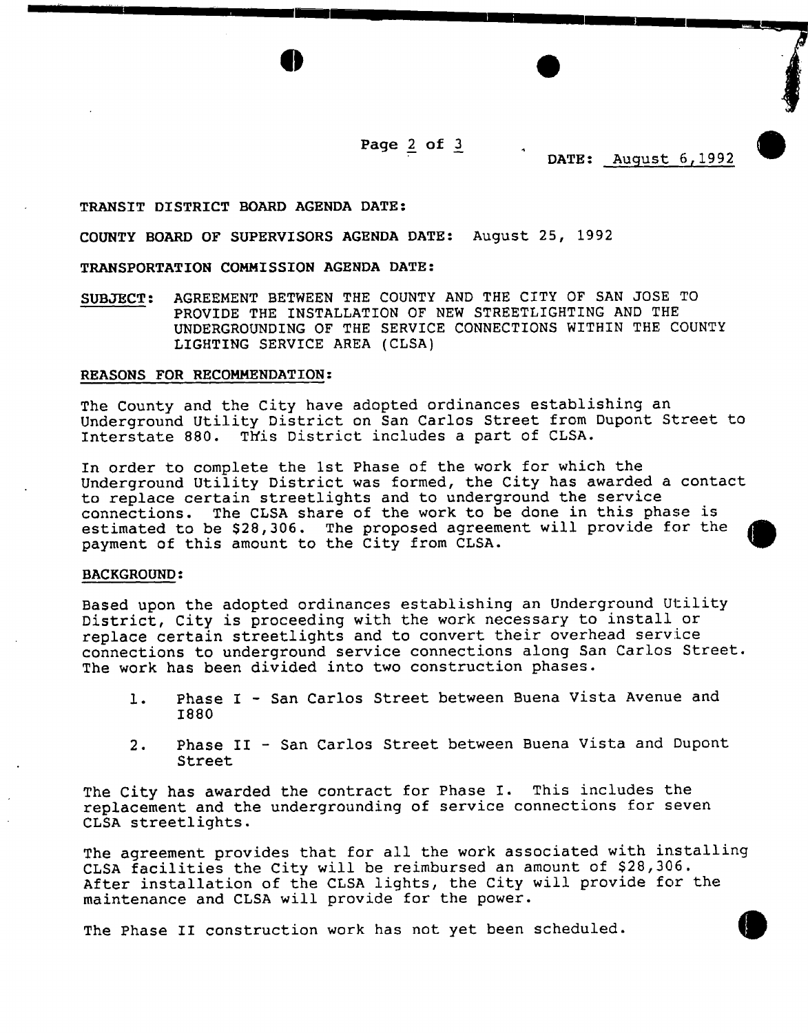DATE: August 6,1992

**TRANSIT DISTRICT BOARD AGENDA DATE:**

**COUNTY BOARD OF SUPERVISORS AGENDA DATE:** August 25, 1992

**TRANSPORTATION COMMISSION AGENDA DATE:**

**SUBJECT:** AGREEMENT BETWEEN THE COUNTY AND THE CITY OF SAN JOSE TO PROVIDE THE INSTALLATION OF NEW STREETLIGHTING AND THE UNDERGROUNDING OF THE SERVICE CONNECTIONS WITHIN THE COUNTY LIGHTING SERVICE AREA (CLSA)

**REASONS FOR RECOMMENDATION:**

The County and the City have adopted ordinances establishing an Underground Utility District on San Carlos Street from Dupont Street to Interstate 880. This District includes a part of CLSA.

In order to complete the 1st Phase of the work for which the Underground Utility District was formed, the City has awarded a contact to replace certain streetlights and to underground the service connections. The CLSA share of the work to be done in this phase is estimated to be $28,306. The proposed agreement will provide for the payment of this amount to the City from CLSA.

**BACKGROUND:**

Based upon the adopted ordinances establishing an Underground Utility District, City is proceeding with the work necessary to install or replace certain streetlights and to convert their overhead service connections to underground service connections along San Carlos Street. The work has been divided into two construction phases.

1. Phase I - San Carlos Street between Buena Vista Avenue and I880
2. Phase II - San Carlos Street between Buena Vista and Dupont Street

The City has awarded the contract for Phase I. This includes the replacement and the undergrounding of service connections for seven CLSA streetlights.

The agreement provides that for all the work associated with installing CLSA facilities the City will be reimbursed an amount of $28,306. After installation of the CLSA lights, the City will provide for the maintenance and CLSA will provide for the power.

The Phase II construction work has not yet been scheduled.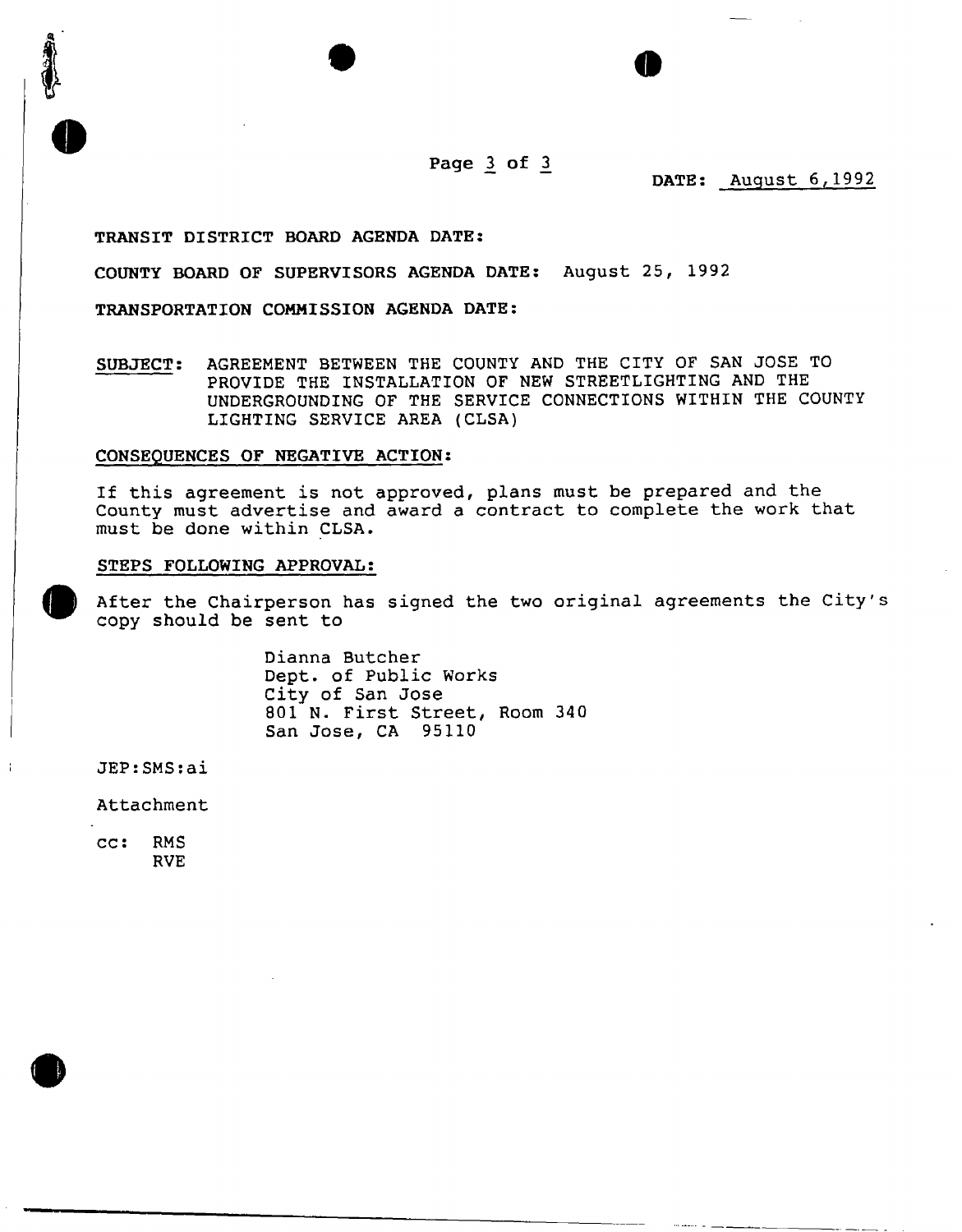DATE: August 6,1992

**TRANSIT DISTRICT BOARD AGENDA DATE:**

**COUNTY BOARD OF SUPERVISORS AGENDA DATE:** August 25, 1992

**TRANSPORTATION COMMISSION AGENDA DATE:**

**SUBJECT:** AGREEMENT BETWEEN THE COUNTY AND THE CITY OF SAN JOSE TO PROVIDE THE INSTALLATION OF NEW STREETLIGHTING AND THE UNDERGROUNDING OF THE SERVICE CONNECTIONS WITHIN THE COUNTY LIGHTING SERVICE AREA (CLSA)

**CONSEQUENCES OF NEGATIVE ACTION:**

If this agreement is not approved, plans must be prepared and the County must advertise and award a contract to complete the work that must be done within CLSA.

**STEPS FOLLOWING APPROVAL:**

After the Chairperson has signed the two original agreements the City's copy should be sent to

Dianna Butcher
Dept. of Public Works
City of San Jose
801 N. First Street, Room 340
San Jose, CA 95110

JEP:SMS:ai

Attachment

cc: RMS
RVE